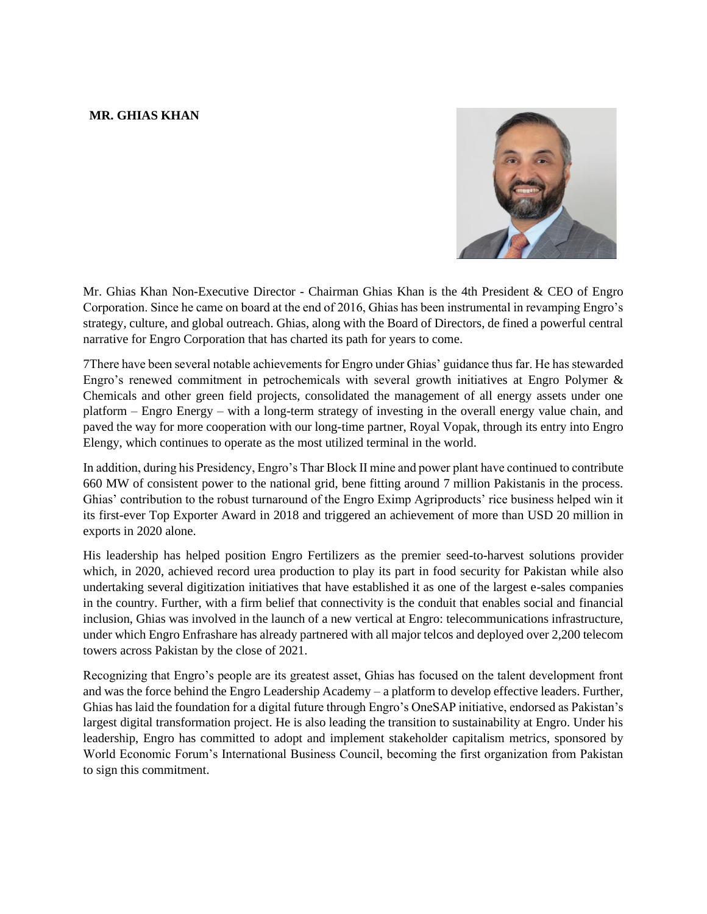**MR. GHIAS KHAN**

Mr. Ghias Khan Non-Executive Director - Chairman Ghias Khan is the 4th President & CEO of Engro Corporation. Since he came on board at the end of 2016, Ghias has been instrumental in revamping Engro's strategy, culture, and global outreach. Ghias, along with the Board of Directors, de fined a powerful central narrative for Engro Corporation that has charted its path for years to come.

7There have been several notable achievements for Engro under Ghias' guidance thus far. He has stewarded Engro's renewed commitment in petrochemicals with several growth initiatives at Engro Polymer & Chemicals and other green field projects, consolidated the management of all energy assets under one platform – Engro Energy – with a long-term strategy of investing in the overall energy value chain, and paved the way for more cooperation with our long-time partner, Royal Vopak, through its entry into Engro Elengy, which continues to operate as the most utilized terminal in the world.

In addition, during his Presidency, Engro's Thar Block II mine and power plant have continued to contribute 660 MW of consistent power to the national grid, bene fitting around 7 million Pakistanis in the process. Ghias' contribution to the robust turnaround of the Engro Eximp Agriproducts' rice business helped win it its first-ever Top Exporter Award in 2018 and triggered an achievement of more than USD 20 million in exports in 2020 alone.

His leadership has helped position Engro Fertilizers as the premier seed-to-harvest solutions provider which, in 2020, achieved record urea production to play its part in food security for Pakistan while also undertaking several digitization initiatives that have established it as one of the largest e-sales companies in the country. Further, with a firm belief that connectivity is the conduit that enables social and financial inclusion, Ghias was involved in the launch of a new vertical at Engro: telecommunications infrastructure, under which Engro Enfrashare has already partnered with all major telcos and deployed over 2,200 telecom towers across Pakistan by the close of 2021.

Recognizing that Engro's people are its greatest asset, Ghias has focused on the talent development front and was the force behind the Engro Leadership Academy – a platform to develop effective leaders. Further, Ghias has laid the foundation for a digital future through Engro's OneSAP initiative, endorsed as Pakistan's largest digital transformation project. He is also leading the transition to sustainability at Engro. Under his leadership, Engro has committed to adopt and implement stakeholder capitalism metrics, sponsored by World Economic Forum's International Business Council, becoming the first organization from Pakistan to sign this commitment.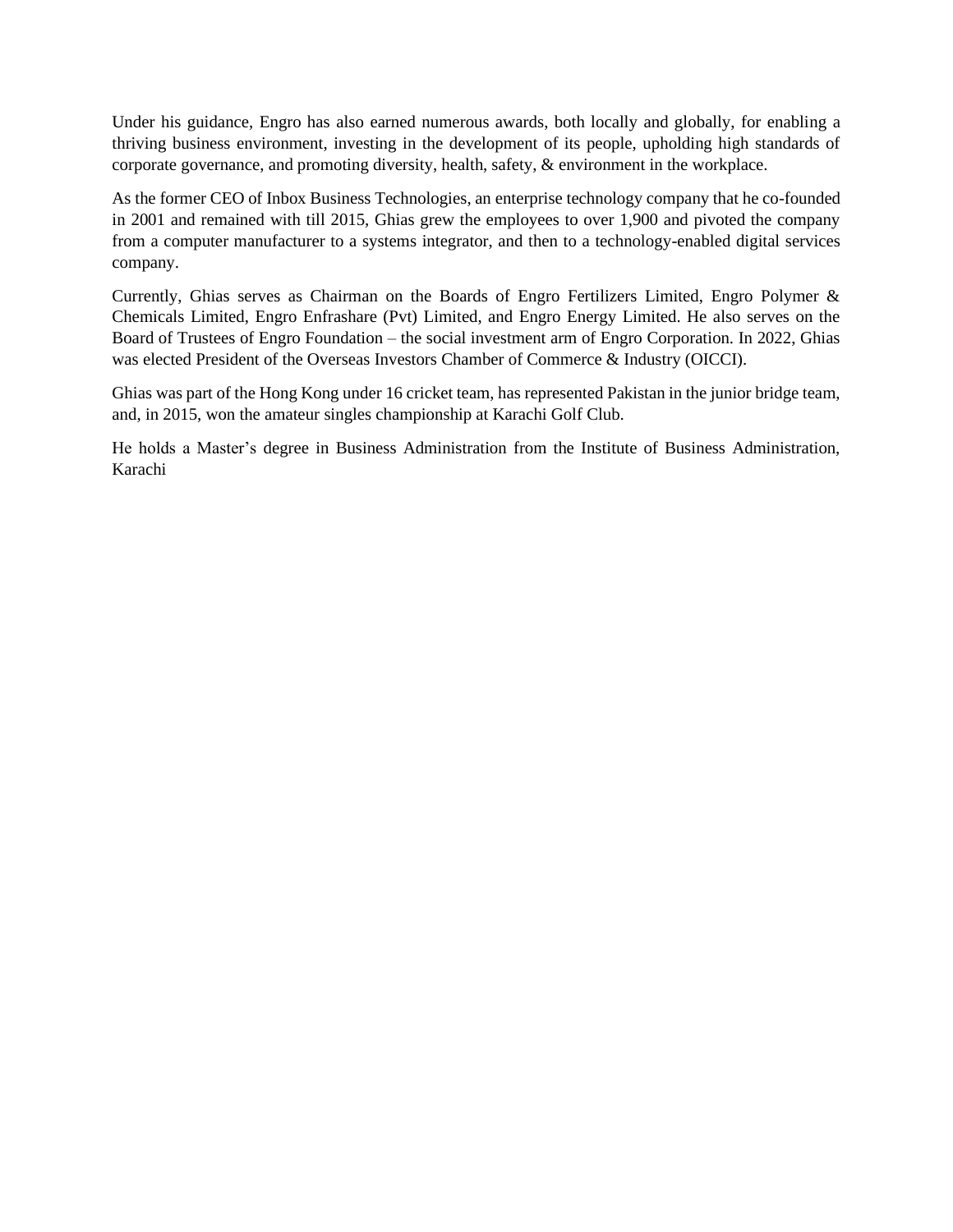Under his guidance, Engro has also earned numerous awards, both locally and globally, for enabling a thriving business environment, investing in the development of its people, upholding high standards of corporate governance, and promoting diversity, health, safety, & environment in the workplace.

As the former CEO of Inbox Business Technologies, an enterprise technology company that he co-founded in 2001 and remained with till 2015, Ghias grew the employees to over 1,900 and pivoted the company from a computer manufacturer to a systems integrator, and then to a technology-enabled digital services company.

Currently, Ghias serves as Chairman on the Boards of Engro Fertilizers Limited, Engro Polymer & Chemicals Limited, Engro Enfrashare (Pvt) Limited, and Engro Energy Limited. He also serves on the Board of Trustees of Engro Foundation – the social investment arm of Engro Corporation. In 2022, Ghias was elected President of the Overseas Investors Chamber of Commerce & Industry (OICCI).

Ghias was part of the Hong Kong under 16 cricket team, has represented Pakistan in the junior bridge team, and, in 2015, won the amateur singles championship at Karachi Golf Club.

He holds a Master's degree in Business Administration from the Institute of Business Administration, Karachi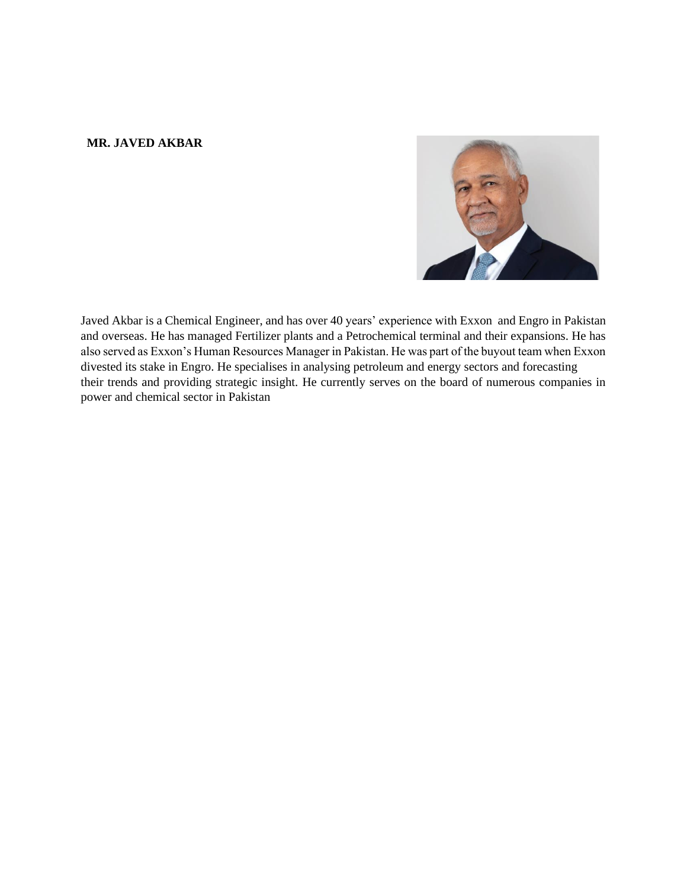**MR. JAVED AKBAR**

Javed Akbar is a Chemical Engineer, and has over 40 years' experience with Exxon and Engro in Pakistan and overseas. He has managed Fertilizer plants and a Petrochemical terminal and their expansions. He has also served as Exxon's Human Resources Manager in Pakistan. He was part of the buyout team when Exxon divested its stake in Engro. He specialises in analysing petroleum and energy sectors and forecasting their trends and providing strategic insight. He currently serves on the board of numerous companies in power and chemical sector in Pakistan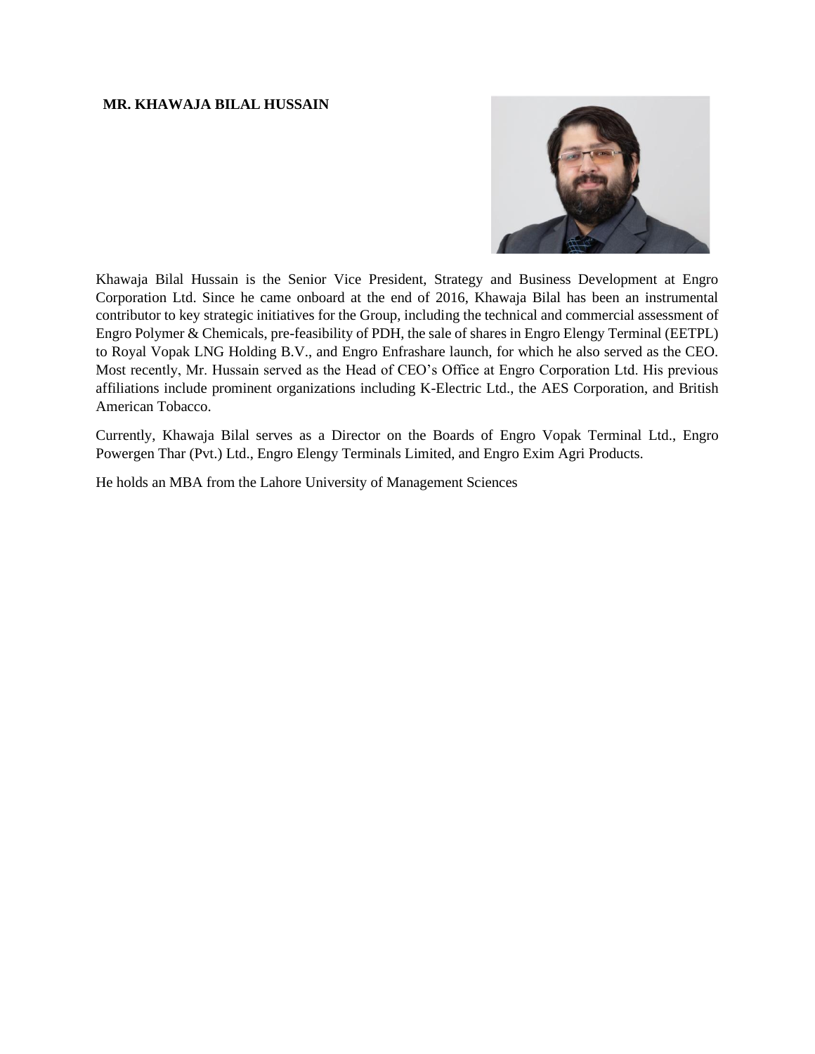**MR. KHAWAJA BILAL HUSSAIN**

Khawaja Bilal Hussain is the Senior Vice President, Strategy and Business Development at Engro Corporation Ltd. Since he came onboard at the end of 2016, Khawaja Bilal has been an instrumental contributor to key strategic initiatives for the Group, including the technical and commercial assessment of Engro Polymer & Chemicals, pre-feasibility of PDH, the sale of shares in Engro Elengy Terminal (EETPL) to Royal Vopak LNG Holding B.V., and Engro Enfrashare launch, for which he also served as the CEO. Most recently, Mr. Hussain served as the Head of CEO's Office at Engro Corporation Ltd. His previous affiliations include prominent organizations including K-Electric Ltd., the AES Corporation, and British American Tobacco.

Currently, Khawaja Bilal serves as a Director on the Boards of Engro Vopak Terminal Ltd., Engro Powergen Thar (Pvt.) Ltd., Engro Elengy Terminals Limited, and Engro Exim Agri Products.

He holds an MBA from the Lahore University of Management Sciences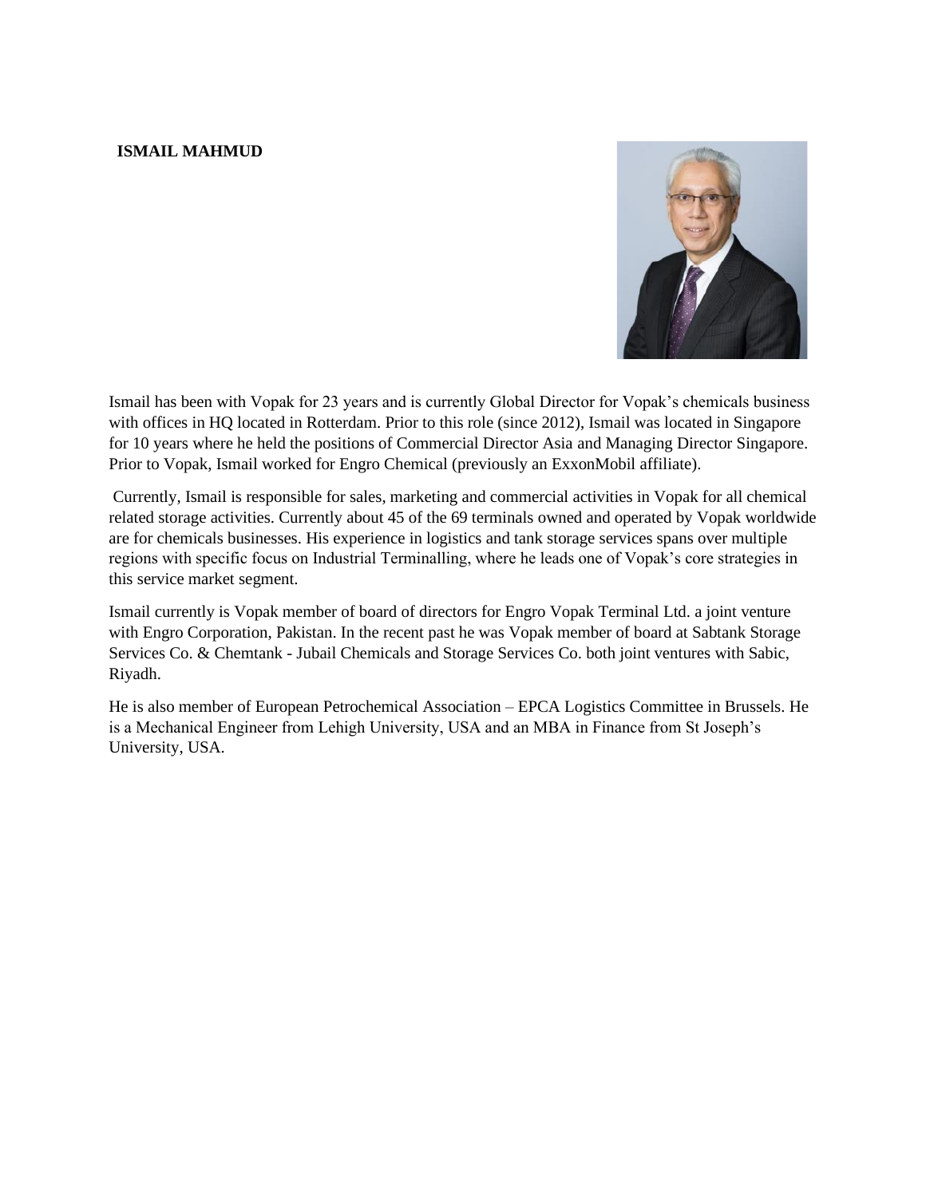**ISMAIL MAHMUD**

Ismail has been with Vopak for 23 years and is currently Global Director for Vopak's chemicals business with offices in HQ located in Rotterdam. Prior to this role (since 2012), Ismail was located in Singapore for 10 years where he held the positions of Commercial Director Asia and Managing Director Singapore. Prior to Vopak, Ismail worked for Engro Chemical (previously an ExxonMobil affiliate).

Currently, Ismail is responsible for sales, marketing and commercial activities in Vopak for all chemical related storage activities. Currently about 45 of the 69 terminals owned and operated by Vopak worldwide are for chemicals businesses. His experience in logistics and tank storage services spans over multiple regions with specific focus on Industrial Terminalling, where he leads one of Vopak's core strategies in this service market segment.

Ismail currently is Vopak member of board of directors for Engro Vopak Terminal Ltd. a joint venture with Engro Corporation, Pakistan. In the recent past he was Vopak member of board at Sabtank Storage Services Co. & Chemtank - Jubail Chemicals and Storage Services Co. both joint ventures with Sabic, Riyadh.

He is also member of European Petrochemical Association – EPCA Logistics Committee in Brussels. He is a Mechanical Engineer from Lehigh University, USA and an MBA in Finance from St Joseph's University, USA.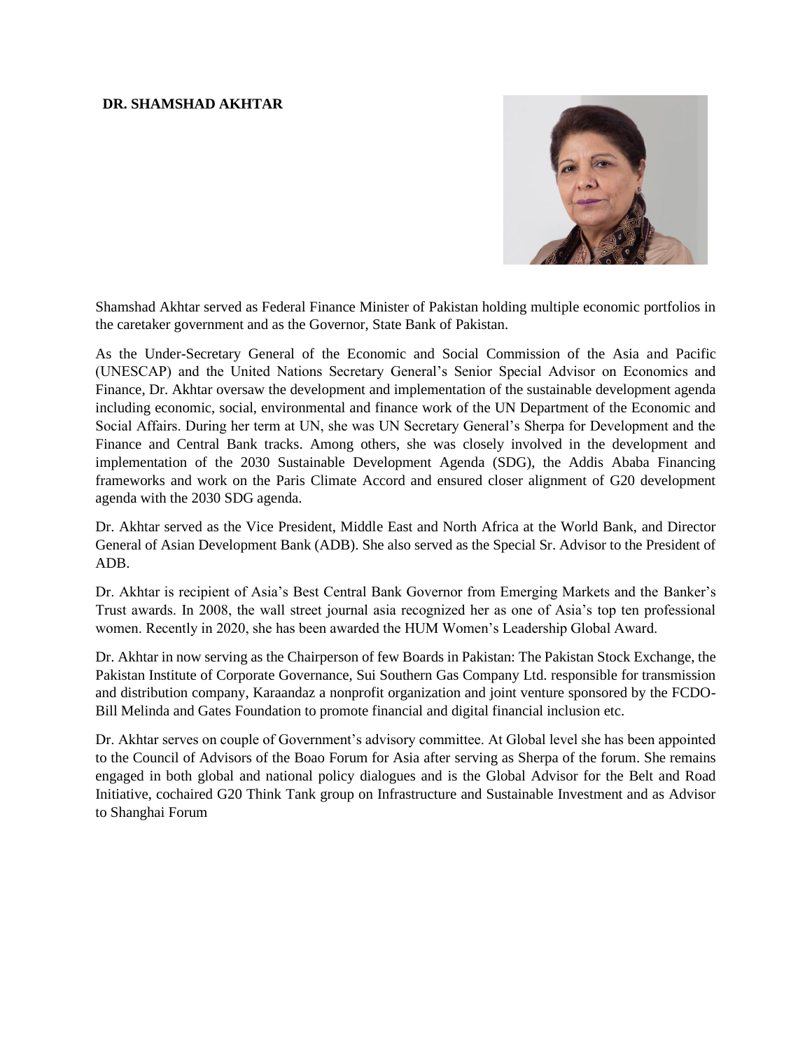**DR. SHAMSHAD AKHTAR**

Shamshad Akhtar served as Federal Finance Minister of Pakistan holding multiple economic portfolios in the caretaker government and as the Governor, State Bank of Pakistan.

As the Under-Secretary General of the Economic and Social Commission of the Asia and Pacific (UNESCAP) and the United Nations Secretary General's Senior Special Advisor on Economics and Finance, Dr. Akhtar oversaw the development and implementation of the sustainable development agenda including economic, social, environmental and finance work of the UN Department of the Economic and Social Affairs. During her term at UN, she was UN Secretary General's Sherpa for Development and the Finance and Central Bank tracks. Among others, she was closely involved in the development and implementation of the 2030 Sustainable Development Agenda (SDG), the Addis Ababa Financing frameworks and work on the Paris Climate Accord and ensured closer alignment of G20 development agenda with the 2030 SDG agenda.

Dr. Akhtar served as the Vice President, Middle East and North Africa at the World Bank, and Director General of Asian Development Bank (ADB). She also served as the Special Sr. Advisor to the President of ADB.

Dr. Akhtar is recipient of Asia's Best Central Bank Governor from Emerging Markets and the Banker's Trust awards. In 2008, the wall street journal asia recognized her as one of Asia's top ten professional women. Recently in 2020, she has been awarded the HUM Women's Leadership Global Award.

Dr. Akhtar in now serving as the Chairperson of few Boards in Pakistan: The Pakistan Stock Exchange, the Pakistan Institute of Corporate Governance, Sui Southern Gas Company Ltd. responsible for transmission and distribution company, Karaandaz a nonprofit organization and joint venture sponsored by the FCDO-Bill Melinda and Gates Foundation to promote financial and digital financial inclusion etc.

Dr. Akhtar serves on couple of Government's advisory committee. At Global level she has been appointed to the Council of Advisors of the Boao Forum for Asia after serving as Sherpa of the forum. She remains engaged in both global and national policy dialogues and is the Global Advisor for the Belt and Road Initiative, cochaired G20 Think Tank group on Infrastructure and Sustainable Investment and as Advisor to Shanghai Forum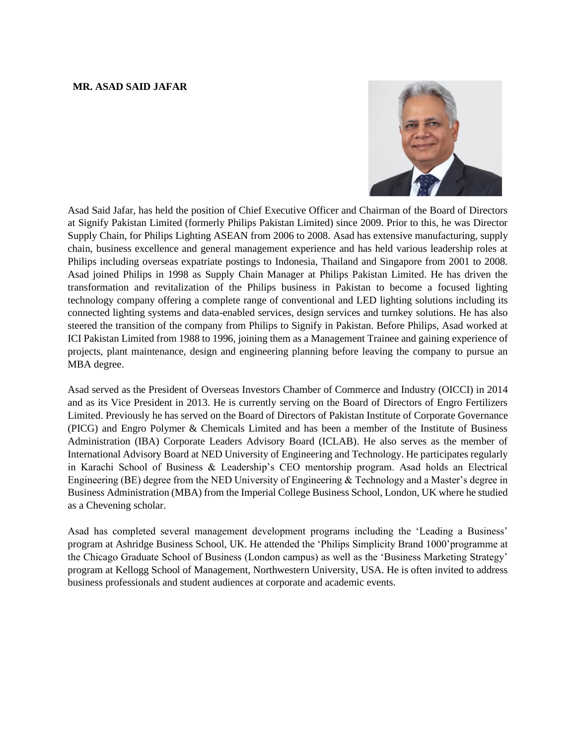**MR. ASAD SAID JAFAR**

Asad Said Jafar, has held the position of Chief Executive Officer and Chairman of the Board of Directors at Signify Pakistan Limited (formerly Philips Pakistan Limited) since 2009. Prior to this, he was Director Supply Chain, for Philips Lighting ASEAN from 2006 to 2008. Asad has extensive manufacturing, supply chain, business excellence and general management experience and has held various leadership roles at Philips including overseas expatriate postings to Indonesia, Thailand and Singapore from 2001 to 2008. Asad joined Philips in 1998 as Supply Chain Manager at Philips Pakistan Limited. He has driven the transformation and revitalization of the Philips business in Pakistan to become a focused lighting technology company offering a complete range of conventional and LED lighting solutions including its connected lighting systems and data-enabled services, design services and turnkey solutions. He has also steered the transition of the company from Philips to Signify in Pakistan. Before Philips, Asad worked at ICI Pakistan Limited from 1988 to 1996, joining them as a Management Trainee and gaining experience of projects, plant maintenance, design and engineering planning before leaving the company to pursue an MBA degree.

Asad served as the President of Overseas Investors Chamber of Commerce and Industry (OICCI) in 2014 and as its Vice President in 2013. He is currently serving on the Board of Directors of Engro Fertilizers Limited. Previously he has served on the Board of Directors of Pakistan Institute of Corporate Governance (PICG) and Engro Polymer & Chemicals Limited and has been a member of the Institute of Business Administration (IBA) Corporate Leaders Advisory Board (ICLAB). He also serves as the member of International Advisory Board at NED University of Engineering and Technology. He participates regularly in Karachi School of Business & Leadership's CEO mentorship program. Asad holds an Electrical Engineering (BE) degree from the NED University of Engineering & Technology and a Master's degree in Business Administration (MBA) from the Imperial College Business School, London, UK where he studied as a Chevening scholar.

Asad has completed several management development programs including the 'Leading a Business' program at Ashridge Business School, UK. He attended the 'Philips Simplicity Brand 1000' programme at the Chicago Graduate School of Business (London campus) as well as the 'Business Marketing Strategy' program at Kellogg School of Management, Northwestern University, USA. He is often invited to address business professionals and student audiences at corporate and academic events.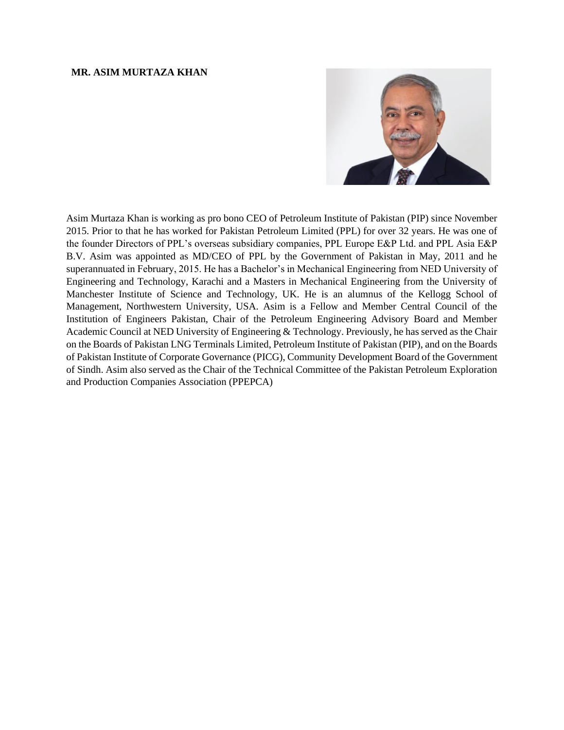**MR. ASIM MURTAZA KHAN**

Asim Murtaza Khan is working as pro bono CEO of Petroleum Institute of Pakistan (PIP) since November 2015. Prior to that he has worked for Pakistan Petroleum Limited (PPL) for over 32 years. He was one of the founder Directors of PPL's overseas subsidiary companies, PPL Europe E&P Ltd. and PPL Asia E&P B.V. Asim was appointed as MD/CEO of PPL by the Government of Pakistan in May, 2011 and he superannuated in February, 2015. He has a Bachelor's in Mechanical Engineering from NED University of Engineering and Technology, Karachi and a Masters in Mechanical Engineering from the University of Manchester Institute of Science and Technology, UK. He is an alumnus of the Kellogg School of Management, Northwestern University, USA. Asim is a Fellow and Member Central Council of the Institution of Engineers Pakistan, Chair of the Petroleum Engineering Advisory Board and Member Academic Council at NED University of Engineering & Technology. Previously, he has served as the Chair on the Boards of Pakistan LNG Terminals Limited, Petroleum Institute of Pakistan (PIP), and on the Boards of Pakistan Institute of Corporate Governance (PICG), Community Development Board of the Government of Sindh. Asim also served as the Chair of the Technical Committee of the Pakistan Petroleum Exploration and Production Companies Association (PPEPCA)